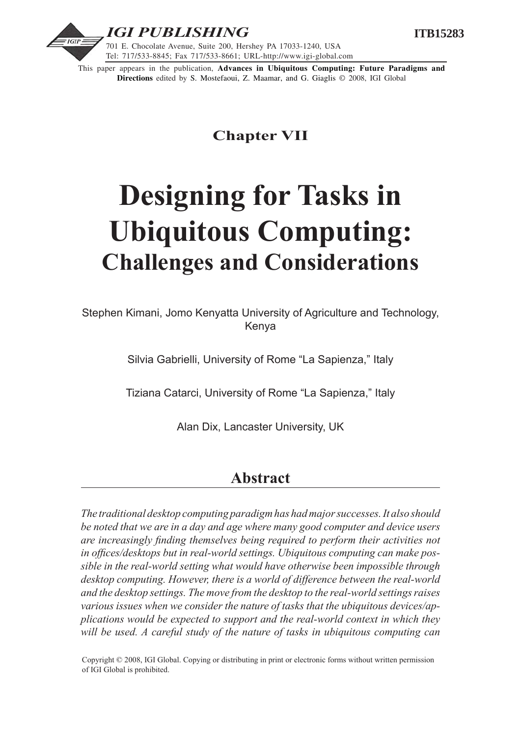**IGI PUBLISHING**

701 E. Chocolate Avenue, Suite 200, Hershey PA 17033-1240, USA
Tel: 717/533-8845; Fax 717/533-8661; URL-http://www.igi-global.com

**ITB15283**

This paper appears in the publication, **Advances in Ubiquitous Computing: Future Paradigms and Directions** edited by S. Mostefaoui, Z. Maamar, and G. Giaglis © 2008, IGI Global

## Chapter VII

# Designing for Tasks in Ubiquitous Computing: Challenges and Considerations

Stephen Kimani, Jomo Kenyatta University of Agriculture and Technology, Kenya

Silvia Gabrielli, University of Rome "La Sapienza," Italy

Tiziana Catarci, University of Rome "La Sapienza," Italy

Alan Dix, Lancaster University, UK

## Abstract

*The traditional desktop computing paradigm has had major successes. It also should be noted that we are in a day and age where many good computer and device users are increasingly finding themselves being required to perform their activities not in offices/desktops but in real-world settings. Ubiquitous computing can make possible in the real-world setting what would have otherwise been impossible through desktop computing. However, there is a world of difference between the real-world and the desktop settings. The move from the desktop to the real-world settings raises various issues when we consider the nature of tasks that the ubiquitous devices/applications would be expected to support and the real-world context in which they will be used. A careful study of the nature of tasks in ubiquitous computing can*

Copyright © 2008, IGI Global. Copying or distributing in print or electronic forms without written permission of IGI Global is prohibited.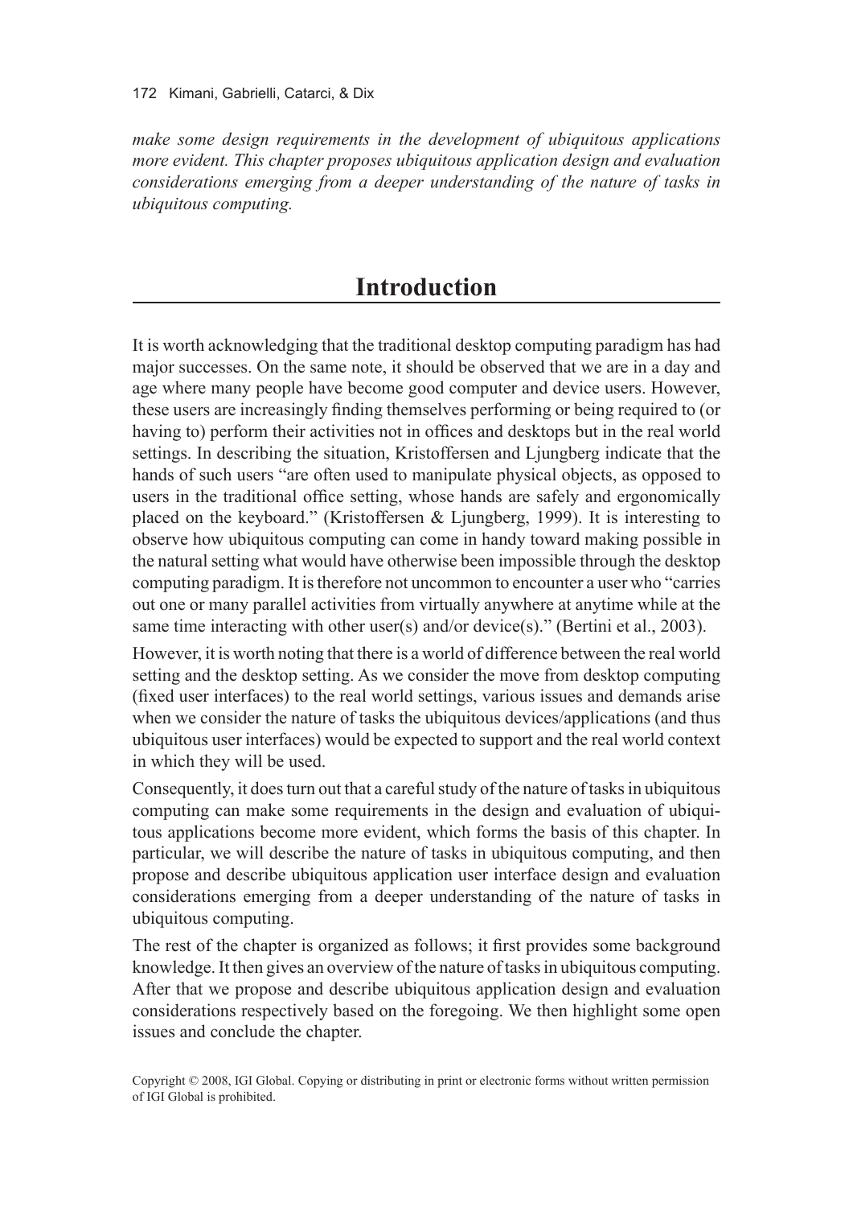*make some design requirements in the development of ubiquitous applications more evident. This chapter proposes ubiquitous application design and evaluation considerations emerging from a deeper understanding of the nature of tasks in ubiquitous computing.*

# Introduction

It is worth acknowledging that the traditional desktop computing paradigm has had major successes. On the same note, it should be observed that we are in a day and age where many people have become good computer and device users. However, these users are increasingly finding themselves performing or being required to (or having to) perform their activities not in offices and desktops but in the real world settings. In describing the situation, Kristoffersen and Ljungberg indicate that the hands of such users "are often used to manipulate physical objects, as opposed to users in the traditional office setting, whose hands are safely and ergonomically placed on the keyboard." (Kristoffersen & Ljungberg, 1999). It is interesting to observe how ubiquitous computing can come in handy toward making possible in the natural setting what would have otherwise been impossible through the desktop computing paradigm. It is therefore not uncommon to encounter a user who "carries out one or many parallel activities from virtually anywhere at anytime while at the same time interacting with other user(s) and/or device(s)." (Bertini et al., 2003).

However, it is worth noting that there is a world of difference between the real world setting and the desktop setting. As we consider the move from desktop computing (fixed user interfaces) to the real world settings, various issues and demands arise when we consider the nature of tasks the ubiquitous devices/applications (and thus ubiquitous user interfaces) would be expected to support and the real world context in which they will be used.

Consequently, it does turn out that a careful study of the nature of tasks in ubiquitous computing can make some requirements in the design and evaluation of ubiquitous applications become more evident, which forms the basis of this chapter. In particular, we will describe the nature of tasks in ubiquitous computing, and then propose and describe ubiquitous application user interface design and evaluation considerations emerging from a deeper understanding of the nature of tasks in ubiquitous computing.

The rest of the chapter is organized as follows; it first provides some background knowledge. It then gives an overview of the nature of tasks in ubiquitous computing. After that we propose and describe ubiquitous application design and evaluation considerations respectively based on the foregoing. We then highlight some open issues and conclude the chapter.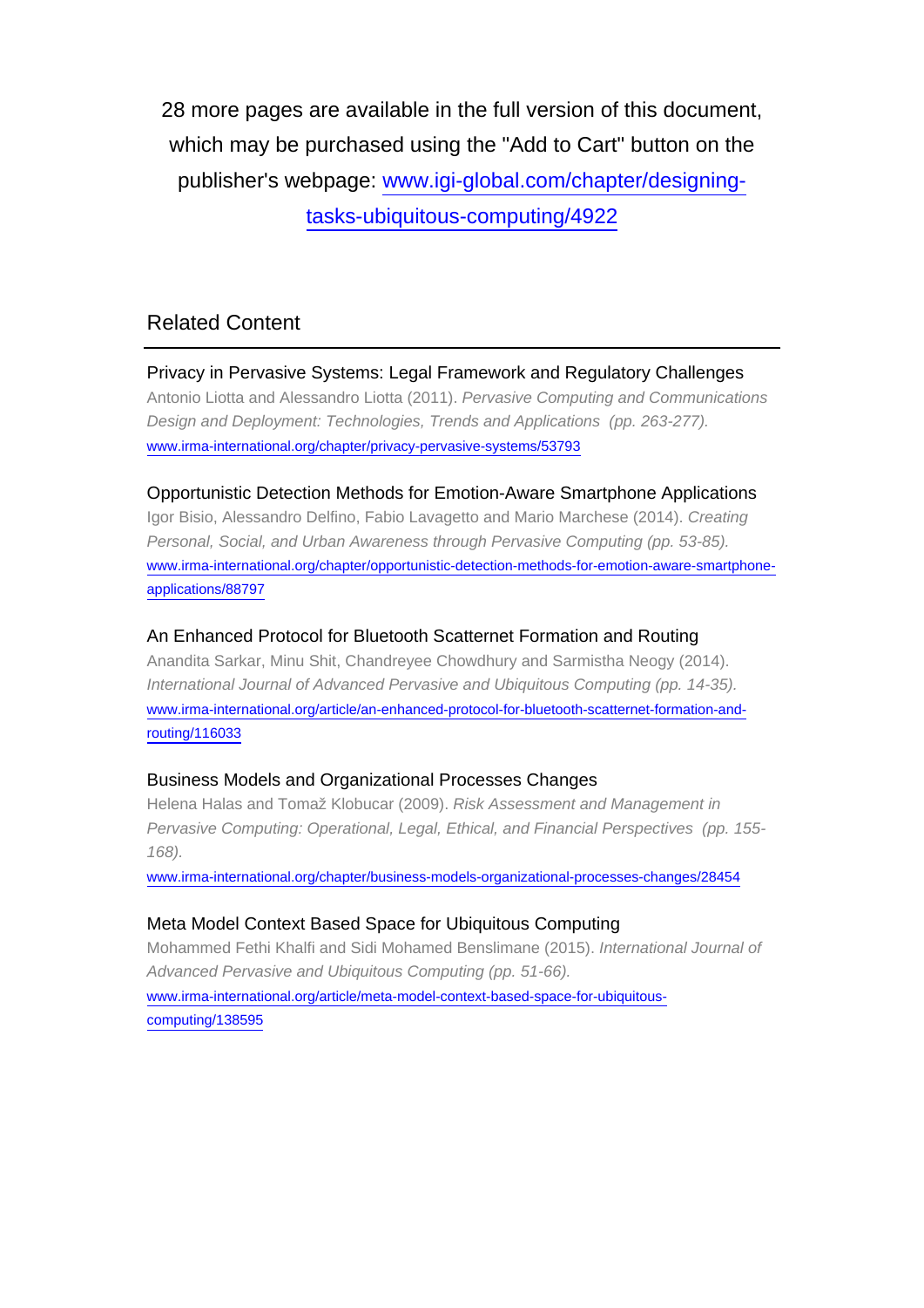28 more pages are available in the full version of this document, which may be purchased using the "Add to Cart" button on the publisher's webpage: www.igi-global.com/chapter/designing-tasks-ubiquitous-computing/4922

## Related Content

**Privacy in Pervasive Systems: Legal Framework and Regulatory Challenges**
Antonio Liotta and Alessandro Liotta (2011). *Pervasive Computing and Communications Design and Deployment: Technologies, Trends and Applications (pp. 263-277).*
www.irma-international.org/chapter/privacy-pervasive-systems/53793

**Opportunistic Detection Methods for Emotion-Aware Smartphone Applications**
Igor Bisio, Alessandro Delfino, Fabio Lavagetto and Mario Marchese (2014). *Creating Personal, Social, and Urban Awareness through Pervasive Computing (pp. 53-85).*
www.irma-international.org/chapter/opportunistic-detection-methods-for-emotion-aware-smartphone-applications/88797

**An Enhanced Protocol for Bluetooth Scatternet Formation and Routing**
Anandita Sarkar, Minu Shit, Chandreyee Chowdhury and Sarmistha Neogy (2014). *International Journal of Advanced Pervasive and Ubiquitous Computing (pp. 14-35).*
www.irma-international.org/article/an-enhanced-protocol-for-bluetooth-scatternet-formation-and-routing/116033

**Business Models and Organizational Processes Changes**
Helena Halas and Tomaž Klobucar (2009). *Risk Assessment and Management in Pervasive Computing: Operational, Legal, Ethical, and Financial Perspectives (pp. 155-168).*
www.irma-international.org/chapter/business-models-organizational-processes-changes/28454

**Meta Model Context Based Space for Ubiquitous Computing**
Mohammed Fethi Khalfi and Sidi Mohamed Benslimane (2015). *International Journal of Advanced Pervasive and Ubiquitous Computing (pp. 51-66).*
www.irma-international.org/article/meta-model-context-based-space-for-ubiquitous-computing/138595